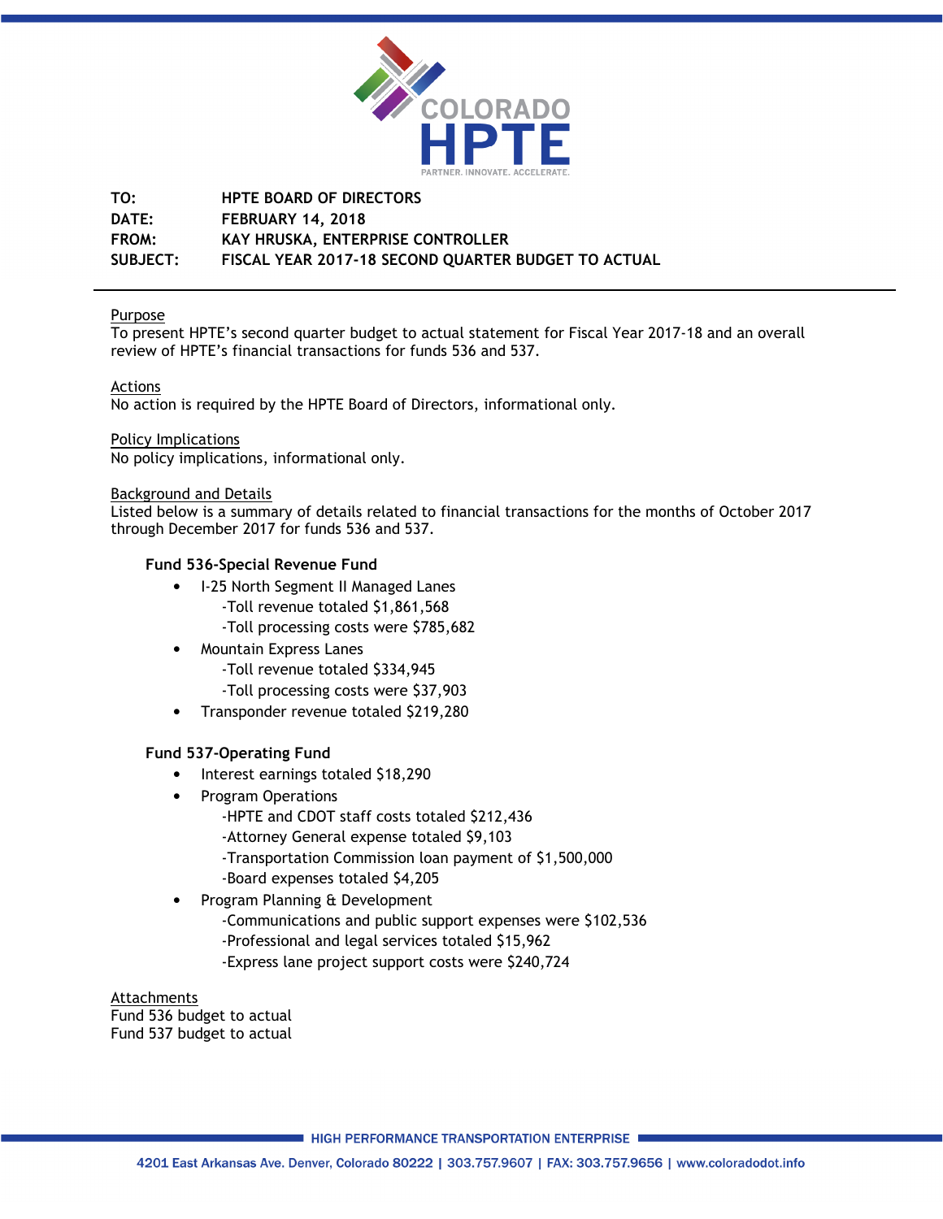COLORADO HPTE

PARTNER. INNOVATE. ACCELERATE.

**TO:** HPTE BOARD OF DIRECTORS
**DATE:** FEBRUARY 14, 2018
**FROM:** KAY HRUSKA, ENTERPRISE CONTROLLER
**SUBJECT:** FISCAL YEAR 2017-18 SECOND QUARTER BUDGET TO ACTUAL

---

Purpose
To present HPTE's second quarter budget to actual statement for Fiscal Year 2017-18 and an overall review of HPTE's financial transactions for funds 536 and 537.

Actions
No action is required by the HPTE Board of Directors, informational only.

Policy Implications
No policy implications, informational only.

Background and Details
Listed below is a summary of details related to financial transactions for the months of October 2017 through December 2017 for funds 536 and 537.

**Fund 536-Special Revenue Fund**

- I-25 North Segment II Managed Lanes
  - -Toll revenue totaled $1,861,568
  - -Toll processing costs were $785,682
- Mountain Express Lanes
  - -Toll revenue totaled $334,945
  - -Toll processing costs were $37,903
- Transponder revenue totaled $219,280

**Fund 537-Operating Fund**

- Interest earnings totaled $18,290
- Program Operations
  - -HPTE and CDOT staff costs totaled $212,436
  - -Attorney General expense totaled $9,103
  - -Transportation Commission loan payment of $1,500,000
  - -Board expenses totaled $4,205
- Program Planning & Development
  - -Communications and public support expenses were $102,536
  - -Professional and legal services totaled $15,962
  - -Express lane project support costs were $240,724

Attachments
Fund 536 budget to actual
Fund 537 budget to actual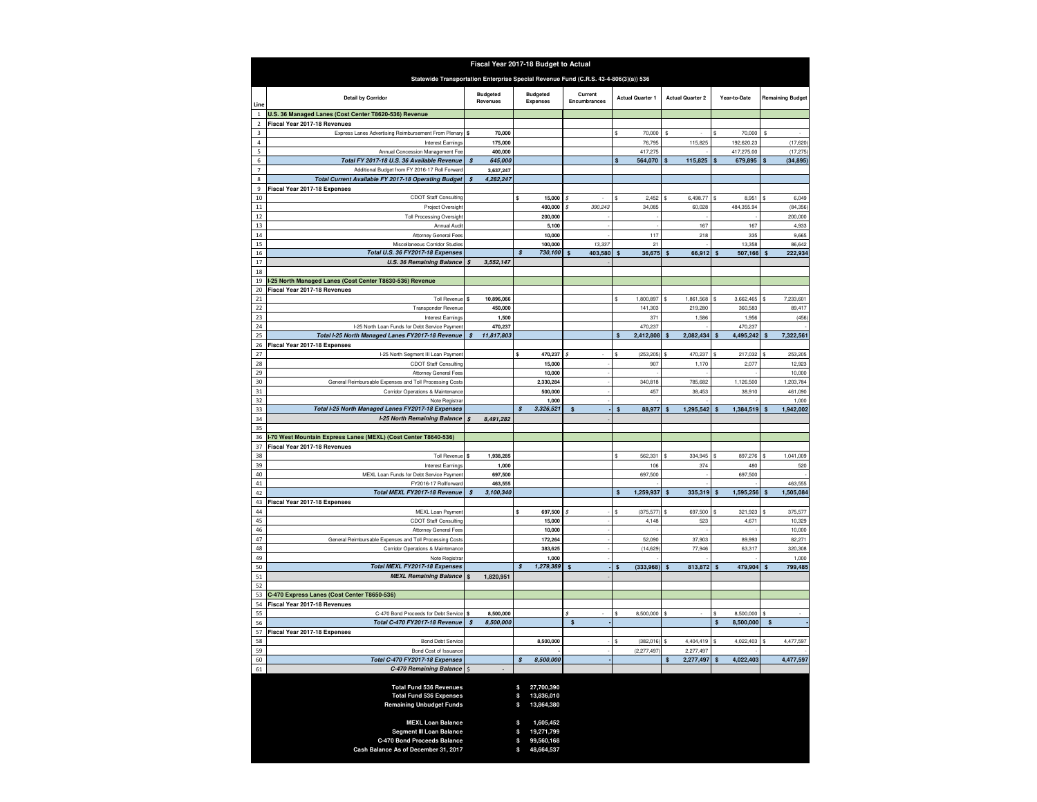# Fiscal Year 2017-18 Budget to Actual

## Statewide Transportation Enterprise Special Revenue Fund (C.R.S. 43-4-806(3)(a)) 536

| Line | Detail by Corridor | Budgeted Revenues | Budgeted Expenses | Current Encumbrances | Actual Quarter 1 | Actual Quarter 2 | Year-to-Date | Remaining Budget |
|---|---|---|---|---|---|---|---|---|
| 1 | **U.S. 36 Managed Lanes (Cost Center T8620-536) Revenue** | | | | | | | |
| 2 | **Fiscal Year 2017-18 Revenues** | | | | | | | |
| 3 | Express Lanes Advertising Reimbursement From Plenary | $ 70,000 | | | $ 70,000 | $ - | $ 70,000 | $ - |
| 4 | Interest Earnings | 175,000 | | | 76,795 | 115,825 | 192,620.23 | (17,620) |
| 5 | Annual Concession Management Fee | 400,000 | | | 417,275 | - | 417,275.00 | (17,275) |
| 6 | ***Total FY 2017-18 U.S. 36 Available Revenue*** | ***$ 645,000*** | | | **$ 564,070** | **$ 115,825** | **$ 679,895** | **$ (34,895)** |
| 7 | Additional Budget from FY 2016-17 Roll Forward | 3,637,247 | | | | | | |
| 8 | ***Total Current Available FY 2017-18 Operating Budget*** | ***$ 4,282,247*** | | | | | | |
| 9 | **Fiscal Year 2017-18 Expenses** | | | | | | | |
| 10 | CDOT Staff Consulting | | $ 15,000 | $ - | $ 2,452 | $ 6,498.77 | $ 8,951 | $ 6,049 |
| 11 | Project Oversight | | 400,000 | $ 390,243 | 34,085 | 60,028 | 484,355.94 | (84,356) |
| 12 | Toll Processing Oversight | | 200,000 | - | - | - | - | 200,000 |
| 13 | Annual Audit | | 5,100 | - | - | 167 | 167 | 4,933 |
| 14 | Attorney General Fees | | 10,000 | - | 117 | 218 | 335 | 9,665 |
| 15 | Miscellaneous Corridor Studies | | 100,000 | 13,337 | 21 | - | 13,358 | 86,642 |
| 16 | ***Total U.S. 36 FY2017-18 Expenses*** | | ***$ 730,100*** | **$ 403,580** | **$ 36,675** | **$ 66,912** | **$ 507,166** | **$ 222,934** |
| 17 | ***U.S. 36 Remaining Balance*** | ***$ 3,552,147*** | | - | | | | |
| 18 | | | | | | | | |
| 19 | **I-25 North Managed Lanes (Cost Center T8630-536) Revenue** | | | | | | | |
| 20 | **Fiscal Year 2017-18 Revenues** | | | | | | | |
| 21 | Toll Revenue | $ 10,896,066 | | | $ 1,800,897 | $ 1,861,568 | $ 3,662,465 | $ 7,233,601 |
| 22 | Transponder Revenue | 450,000 | | | 141,303 | 219,280 | 360,583 | 89,417 |
| 23 | Interest Earnings | 1,500 | | | 371 | 1,586 | 1,956 | (456) |
| 24 | I-25 North Loan Funds for Debt Service Payment | 470,237 | | | 470,237 | - | 470,237 | - |
| 25 | ***Total I-25 North Managed Lanes FY2017-18 Revenue*** | ***$ 11,817,803*** | | | **$ 2,412,808** | **$ 2,082,434** | **$ 4,495,242** | **$ 7,322,561** |
| 26 | **Fiscal Year 2017-18 Expenses** | | | | | | | |
| 27 | I-25 North Segment III Loan Payment | | $ 470,237 | $ - | $ (253,205) | $ 470,237 | $ 217,032 | $ 253,205 |
| 28 | CDOT Staff Consulting | | 15,000 | - | 907 | 1,170 | 2,077 | 12,923 |
| 29 | Attorney General Fees | | 10,000 | - | - | - | - | 10,000 |
| 30 | General Reimbursable Expenses and Toll Processing Costs | | 2,330,284 | - | 340,818 | 785,682 | 1,126,500 | 1,203,784 |
| 31 | Corridor Operations & Maintenance | | 500,000 | - | 457 | 38,453 | 38,910 | 461,090 |
| 32 | Note Registrar | | 1,000 | - | - | - | - | 1,000 |
| 33 | ***Total I-25 North Managed Lanes FY2017-18 Expenses*** | | ***$ 3,326,521*** | **$ -** | **$ 88,977** | **$ 1,295,542** | **$ 1,384,519** | **$ 1,942,002** |
| 34 | ***I-25 North Remaining Balance*** | ***$ 8,491,282*** | | - | | | | |
| 35 | | | | | | | | |
| 36 | **I-70 West Mountain Express Lanes (MEXL) (Cost Center T8640-536)** | | | | | | | |
| 37 | **Fiscal Year 2017-18 Revenues** | | | | | | | |
| 38 | Toll Revenue | $ 1,938,285 | | | $ 562,331 | $ 334,945 | $ 897,276 | $ 1,041,009 |
| 39 | Interest Earnings | 1,000 | | | 106 | 374 | 480 | 520 |
| 40 | MEXL Loan Funds for Debt Service Payment | 697,500 | | | 697,500 | - | 697,500 | - |
| 41 | FY2016-17 Rollforward | 463,555 | | | - | - | - | 463,555 |
| 42 | ***Total MEXL FY2017-18 Revenue*** | ***$ 3,100,340*** | | | **$ 1,259,937** | **$ 335,319** | **$ 1,595,256** | **$ 1,505,084** |
| 43 | **Fiscal Year 2017-18 Expenses** | | | | | | | |
| 44 | MEXL Loan Payment | | $ 697,500 | $ - | $ (375,577) | $ 697,500 | $ 321,923 | $ 375,577 |
| 45 | CDOT Staff Consulting | | 15,000 | - | 4,148 | 523 | 4,671 | 10,329 |
| 46 | Attorney General Fees | | 10,000 | - | - | - | - | 10,000 |
| 47 | General Reimbursable Expenses and Toll Processing Costs | | 172,264 | - | 52,090 | 37,903 | 89,993 | 82,271 |
| 48 | Corridor Operations & Maintenance | | 383,625 | - | (14,629) | 77,946 | 63,317 | 320,308 |
| 49 | Note Registrar | | 1,000 | - | - | - | - | 1,000 |
| 50 | ***Total MEXL FY2017-18 Expenses*** | | ***$ 1,279,389*** | **$ -** | **$ (333,968)** | **$ 813,872** | **$ 479,904** | **$ 799,485** |
| 51 | ***MEXL Remaining Balance*** | **$ 1,820,951** | | - | | | | |
| 52 | | | | | | | | |
| 53 | **C-470 Express Lanes (Cost Center T8650-536)** | | | | | | | |
| 54 | **Fiscal Year 2017-18 Revenues** | | | | | | | |
| 55 | C-470 Bond Proceeds for Debt Service | $ 8,500,000 | | $ - | $ 8,500,000 | $ - | $ 8,500,000 | $ - |
| 56 | ***Total C-470 FY2017-18 Revenue*** | ***$ 8,500,000*** | | **$ -** | | | **$ 8,500,000** | **$ -** |
| 57 | **Fiscal Year 2017-18 Expenses** | | | | | | | |
| 58 | Bond Debt Service | | 8,500,000 | - | $ (382,016) | $ 4,404,419 | $ 4,022,403 | $ 4,477,597 |
| 59 | Bond Cost of Issuance | | - | - | (2,277,497) | 2,277,497 | - | - |
| 60 | ***Total C-470 FY2017-18 Expenses*** | | ***$ 8,500,000*** | - | | **$ 2,277,497** | **$ 4,022,403** | **4,477,597** |
| 61 | ***C-470 Remaining Balance*** | $ - | | | | | | |

| | |
|---|---|
| **Total Fund 536 Revenues** | **$ 27,700,390** |
| **Total Fund 536 Expenses** | **$ 13,836,010** |
| **Remaining Unbudget Funds** | **$ 13,864,380** |
| | |
| **MEXL Loan Balance** | **$ 1,605,452** |
| **Segment III Loan Balance** | **$ 19,271,799** |
| **C-470 Bond Proceeds Balance** | **$ 99,560,168** |
| **Cash Balance As of December 31, 2017** | **$ 48,664,537** |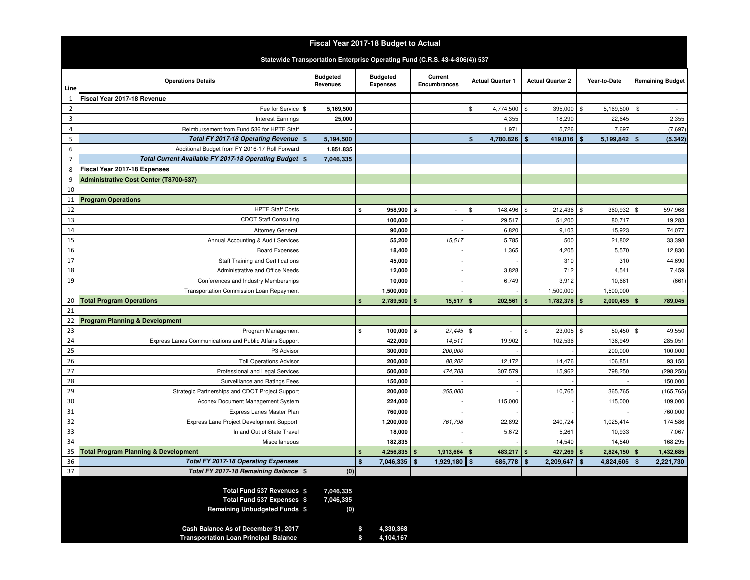## Fiscal Year 2017-18 Budget to Actual

### Statewide Transportation Enterprise Operating Fund (C.R.S. 43-4-806(4)) 537

| Line | Operations Details | Budgeted Revenues | Budgeted Expenses | Current Encumbrances | Actual Quarter 1 | Actual Quarter 2 | Year-to-Date | Remaining Budget |
|---|---|---|---|---|---|---|---|---|
| 1 | **Fiscal Year 2017-18 Revenue** | | | | | | | |
| 2 | Fee for Service | **$ 5,169,500** | | | $ 4,774,500 | $ 395,000 | $ 5,169,500 | $ - |
| 3 | Interest Earnings | **25,000** | | | 4,355 | 18,290 | 22,645 | 2,355 |
| 4 | Reimbursement from Fund 536 for HPTE Staff | **-** | | | 1,971 | 5,726 | 7,697 | (7,697) |
| 5 | ***Total FY 2017-18 Operating Revenue*** | **$ 5,194,500** | | | **$ 4,780,826** | **$ 419,016** | **$ 5,199,842** | **$ (5,342)** |
| 6 | Additional Budget from FY 2016-17 Roll Forward | **1,851,835** | | | | | | |
| 7 | ***Total Current Available FY 2017-18 Operating Budget*** | **$ 7,046,335** | | | | | | |
| 8 | **Fiscal Year 2017-18 Expenses** | | | | | | | |
| 9 | **Administrative Cost Center (T8700-537)** | | | | | | | |
| 10 | | | | | | | | |
| 11 | **Program Operations** | | | | | | | |
| 12 | HPTE Staff Costs | | **$ 958,900** | *$ -* | $ 148,496 | $ 212,436 | $ 360,932 | $ 597,968 |
| 13 | CDOT Staff Consulting | | **100,000** | - | 29,517 | 51,200 | 80,717 | 19,283 |
| 14 | Attorney General | | **90,000** | - | 6,820 | 9,103 | 15,923 | 74,077 |
| 15 | Annual Accounting & Audit Services | | **55,200** | *15,517* | 5,785 | 500 | 21,802 | 33,398 |
| 16 | Board Expenses | | **18,400** | - | 1,365 | 4,205 | 5,570 | 12,830 |
| 17 | Staff Training and Certifications | | **45,000** | - | - | 310 | 310 | 44,690 |
| 18 | Administrative and Office Needs | | **12,000** | - | 3,828 | 712 | 4,541 | 7,459 |
| 19 | Conferences and Industry Memberships | | **10,000** | - | 6,749 | 3,912 | 10,661 | (661) |
| | Transportation Commission Loan Repayment | | **1,500,000** | - | - | 1,500,000 | 1,500,000 | - |
| 20 | **Total Program Operations** | | **$ 2,789,500** | **$ 15,517** | **$ 202,561** | **$ 1,782,378** | **$ 2,000,455** | **$ 789,045** |
| 21 | | | | | | | | |
| 22 | **Program Planning & Development** | | | | | | | |
| 23 | Program Management | | **$ 100,000** | *$ 27,445* | $ - | $ 23,005 | $ 50,450 | $ 49,550 |
| 24 | Express Lanes Communications and Public Affairs Support | | **422,000** | *14,511* | 19,902 | 102,536 | 136,949 | 285,051 |
| 25 | P3 Advisor | | **300,000** | *200,000* | - | - | 200,000 | 100,000 |
| 26 | Toll Operations Advisor | | **200,000** | *80,202* | 12,172 | 14,476 | 106,851 | 93,150 |
| 27 | Professional and Legal Services | | **500,000** | *474,708* | 307,579 | 15,962 | 798,250 | (298,250) |
| 28 | Surveillance and Ratings Fees | | **150,000** | - | - | - | - | 150,000 |
| 29 | Strategic Partnerships and CDOT Project Support | | **200,000** | *355,000* | - | 10,765 | 365,765 | (165,765) |
| 30 | Aconex Document Management System | | **224,000** | - | 115,000 | - | 115,000 | 109,000 |
| 31 | Express Lanes Master Plan | | **760,000** | - | - | - | - | 760,000 |
| 32 | Express Lane Project Development Support | | **1,200,000** | *761,798* | 22,892 | 240,724 | 1,025,414 | 174,586 |
| 33 | In and Out of State Travel | | **18,000** | - | 5,672 | 5,261 | 10,933 | 7,067 |
| 34 | Miscellaneous | | **182,835** | - | - | 14,540 | 14,540 | 168,295 |
| 35 | **Total Program Planning & Development** | | **$ 4,256,835** | **$ 1,913,664** | **$ 483,217** | **$ 427,269** | **$ 2,824,150** | **$ 1,432,685** |
| 36 | ***Total FY 2017-18 Operating Expenses*** | | **$ 7,046,335** | **$ 1,929,180** | **$ 685,778** | **$ 2,209,647** | **$ 4,824,605** | **$ 2,221,730** |
| 37 | ***Total FY 2017-18 Remaining Balance*** | **$ (0)** | | | | | | |

| | | |
|---|---|---|
| **Total Fund 537 Revenues** | **$ 7,046,335** | |
| **Total Fund 537 Expenses** | **$ 7,046,335** | |
| **Remaining Unbudgeted Funds** | **$ (0)** | |
| **Cash Balance As of December 31, 2017** | | **$ 4,330,368** |
| **Transportation Loan Principal Balance** | | **$ 4,104,167** |